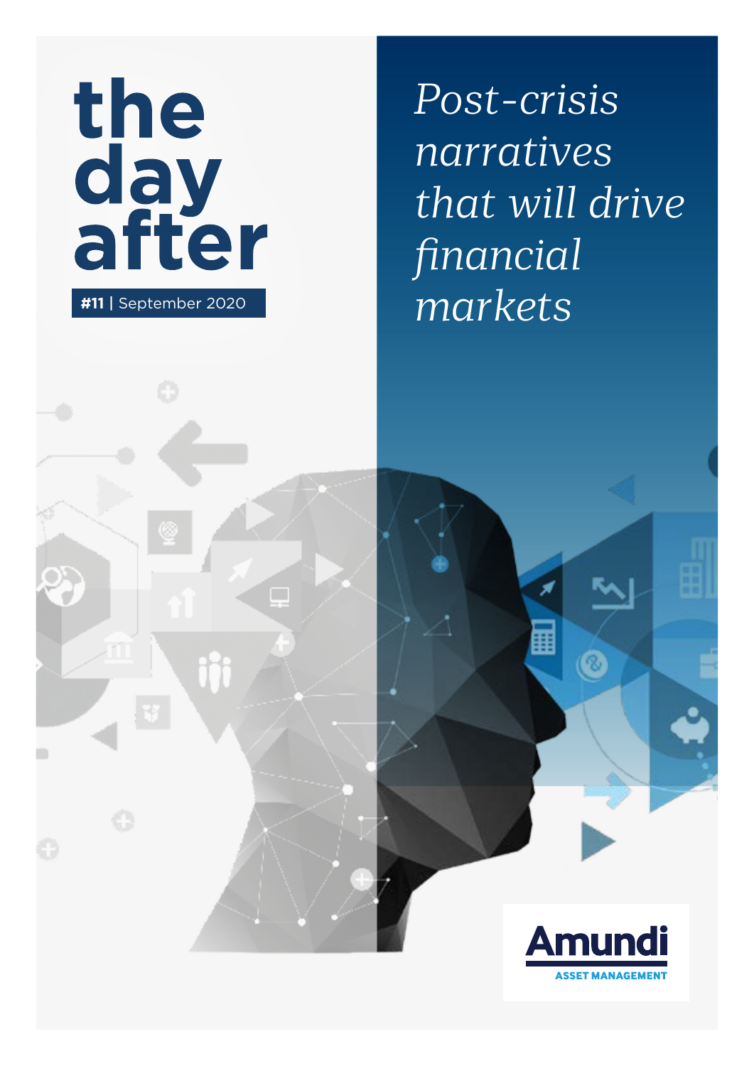# the day after

**#11** | September 2020

*Post-crisis narratives that will drive financial markets*

Amundi
ASSET MANAGEMENT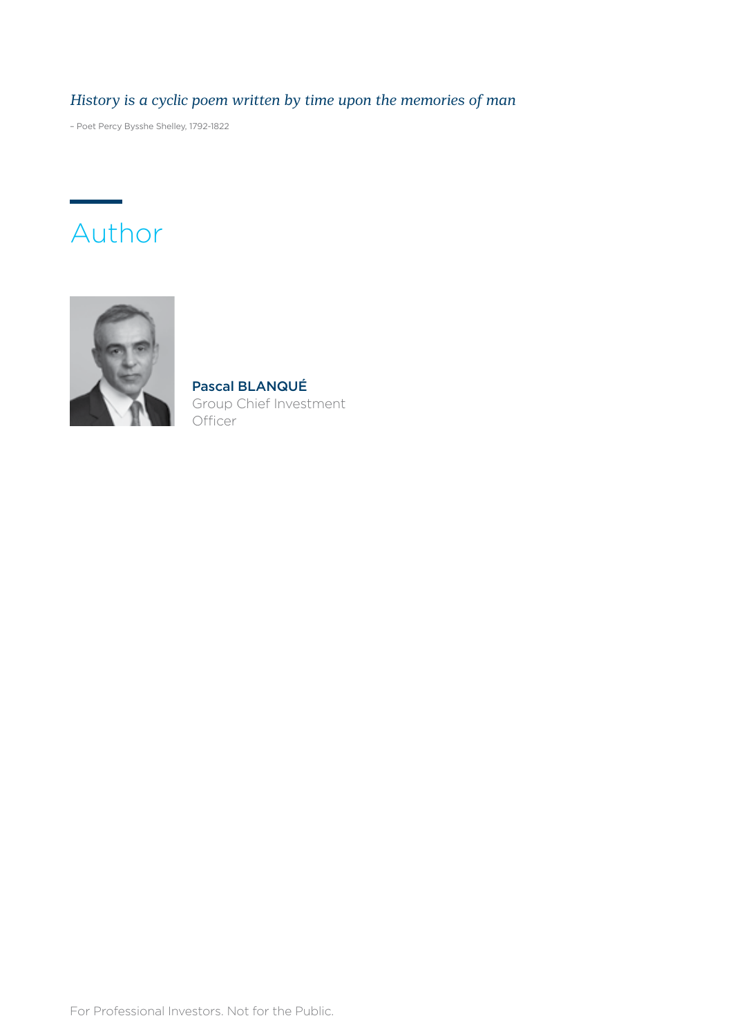*History is a cyclic poem written by time upon the memories of man*

– Poet Percy Bysshe Shelley, 1792-1822

## Author

**Pascal BLANQUÉ**
Group Chief Investment Officer

For Professional Investors. Not for the Public.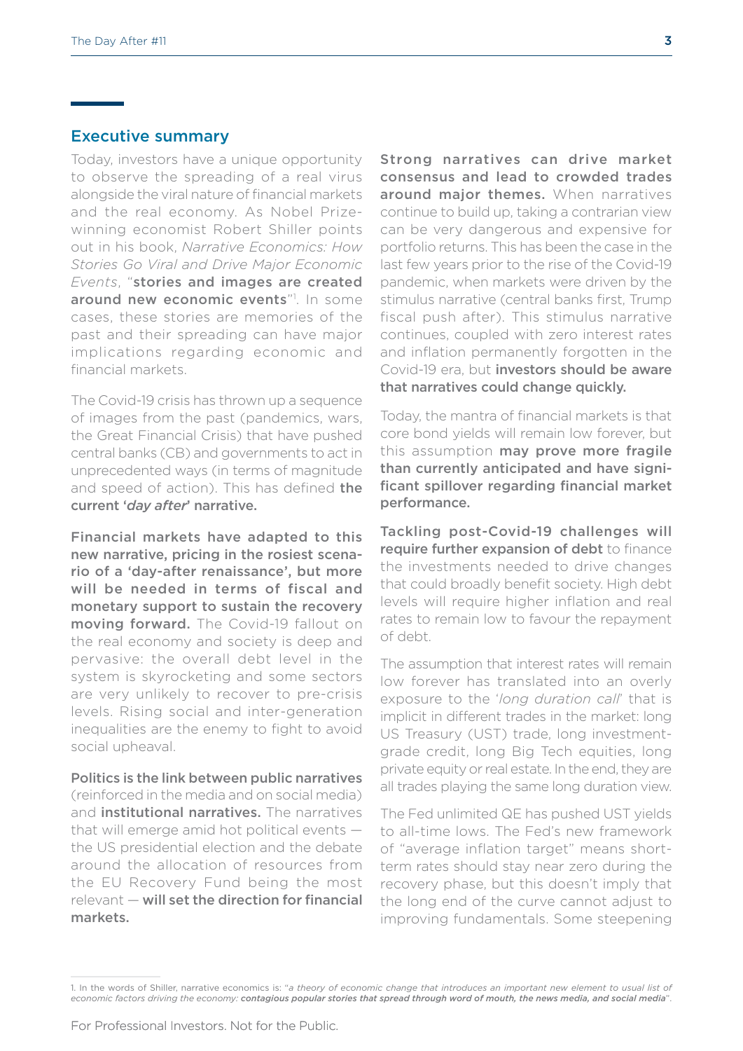## Executive summary

Today, investors have a unique opportunity to observe the spreading of a real virus alongside the viral nature of financial markets and the real economy. As Nobel Prize-winning economist Robert Shiller points out in his book, *Narrative Economics: How Stories Go Viral and Drive Major Economic Events*, "**stories and images are created around new economic events**"[1]. In some cases, these stories are memories of the past and their spreading can have major implications regarding economic and financial markets.

The Covid-19 crisis has thrown up a sequence of images from the past (pandemics, wars, the Great Financial Crisis) that have pushed central banks (CB) and governments to act in unprecedented ways (in terms of magnitude and speed of action). This has defined **the current '*day after*' narrative.**

**Financial markets have adapted to this new narrative, pricing in the rosiest scenario of a 'day-after renaissance', but more will be needed in terms of fiscal and monetary support to sustain the recovery moving forward.** The Covid-19 fallout on the real economy and society is deep and pervasive: the overall debt level in the system is skyrocketing and some sectors are very unlikely to recover to pre-crisis levels. Rising social and inter-generation inequalities are the enemy to fight to avoid social upheaval.

**Politics is the link between public narratives** (reinforced in the media and on social media) and **institutional narratives.** The narratives that will emerge amid hot political events — the US presidential election and the debate around the allocation of resources from the EU Recovery Fund being the most relevant — **will set the direction for financial markets.**

**Strong narratives can drive market consensus and lead to crowded trades around major themes.** When narratives continue to build up, taking a contrarian view can be very dangerous and expensive for portfolio returns. This has been the case in the last few years prior to the rise of the Covid-19 pandemic, when markets were driven by the stimulus narrative (central banks first, Trump fiscal push after). This stimulus narrative continues, coupled with zero interest rates and inflation permanently forgotten in the Covid-19 era, but **investors should be aware that narratives could change quickly.**

Today, the mantra of financial markets is that core bond yields will remain low forever, but this assumption **may prove more fragile than currently anticipated and have significant spillover regarding financial market performance.**

**Tackling post-Covid-19 challenges will require further expansion of debt** to finance the investments needed to drive changes that could broadly benefit society. High debt levels will require higher inflation and real rates to remain low to favour the repayment of debt.

The assumption that interest rates will remain low forever has translated into an overly exposure to the '*long duration call*' that is implicit in different trades in the market: long US Treasury (UST) trade, long investment-grade credit, long Big Tech equities, long private equity or real estate. In the end, they are all trades playing the same long duration view.

The Fed unlimited QE has pushed UST yields to all-time lows. The Fed's new framework of "average inflation target" means short-term rates should stay near zero during the recovery phase, but this doesn't imply that the long end of the curve cannot adjust to improving fundamentals. Some steepening

---

1. In the words of Shiller, narrative economics is: "*a theory of economic change that introduces an important new element to usual list of economic factors driving the economy:* ***contagious popular stories that spread through word of mouth, the news media, and social media***".

For Professional Investors. Not for the Public.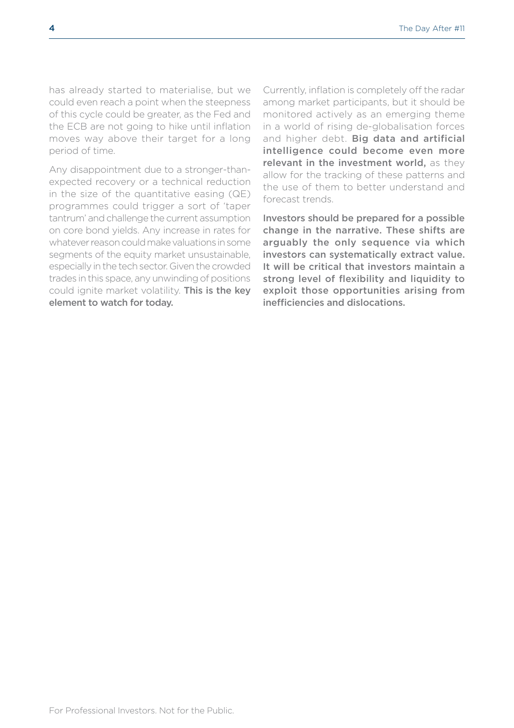has already started to materialise, but we could even reach a point when the steepness of this cycle could be greater, as the Fed and the ECB are not going to hike until inflation moves way above their target for a long period of time.

Any disappointment due to a stronger-than-expected recovery or a technical reduction in the size of the quantitative easing (QE) programmes could trigger a sort of 'taper tantrum' and challenge the current assumption on core bond yields. Any increase in rates for whatever reason could make valuations in some segments of the equity market unsustainable, especially in the tech sector. Given the crowded trades in this space, any unwinding of positions could ignite market volatility. **This is the key element to watch for today.**

Currently, inflation is completely off the radar among market participants, but it should be monitored actively as an emerging theme in a world of rising de-globalisation forces and higher debt. **Big data and artificial intelligence could become even more relevant in the investment world,** as they allow for the tracking of these patterns and the use of them to better understand and forecast trends.

**Investors should be prepared for a possible change in the narrative. These shifts are arguably the only sequence via which investors can systematically extract value. It will be critical that investors maintain a strong level of flexibility and liquidity to exploit those opportunities arising from inefficiencies and dislocations.**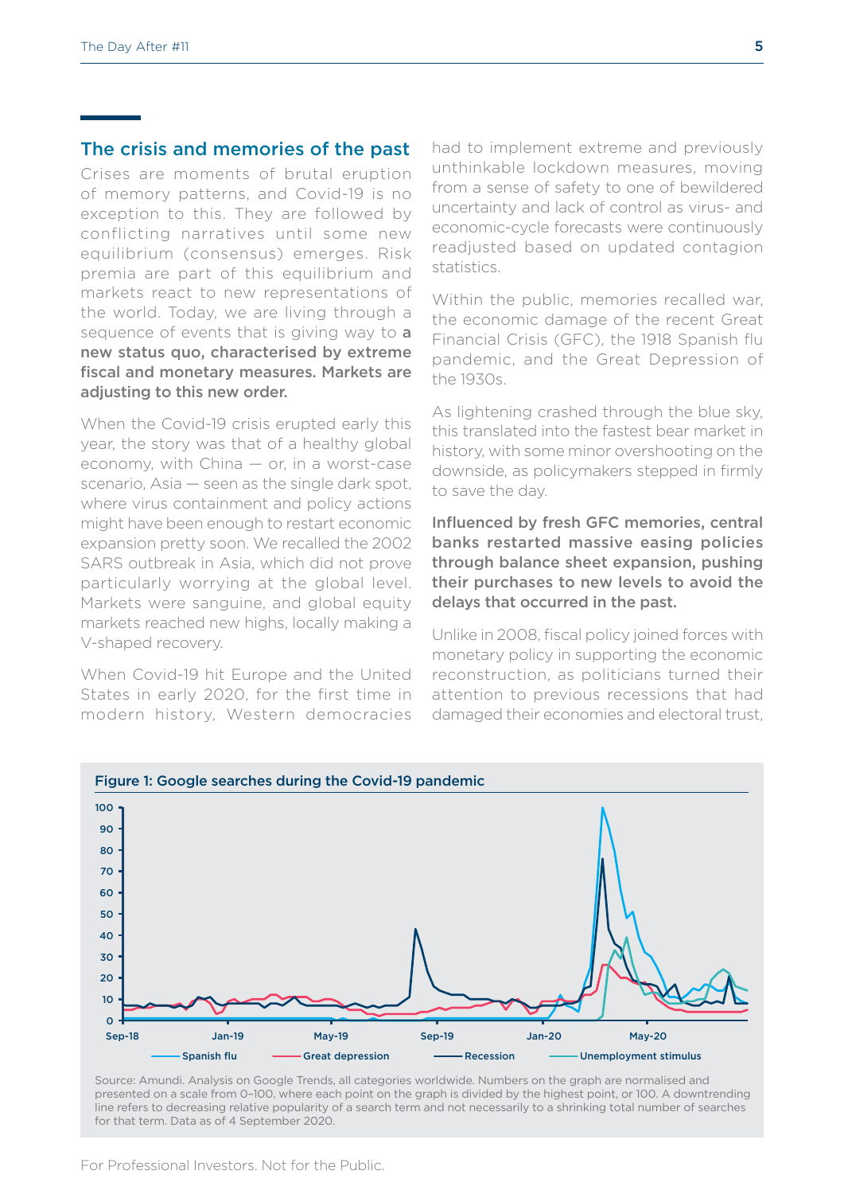## The crisis and memories of the past

Crises are moments of brutal eruption of memory patterns, and Covid-19 is no exception to this. They are followed by conflicting narratives until some new equilibrium (consensus) emerges. Risk premia are part of this equilibrium and markets react to new representations of the world. Today, we are living through a sequence of events that is giving way to **a new status quo, characterised by extreme fiscal and monetary measures. Markets are adjusting to this new order.**

When the Covid-19 crisis erupted early this year, the story was that of a healthy global economy, with China — or, in a worst-case scenario, Asia — seen as the single dark spot, where virus containment and policy actions might have been enough to restart economic expansion pretty soon. We recalled the 2002 SARS outbreak in Asia, which did not prove particularly worrying at the global level. Markets were sanguine, and global equity markets reached new highs, locally making a V-shaped recovery.

When Covid-19 hit Europe and the United States in early 2020, for the first time in modern history, Western democracies had to implement extreme and previously unthinkable lockdown measures, moving from a sense of safety to one of bewildered uncertainty and lack of control as virus- and economic-cycle forecasts were continuously readjusted based on updated contagion statistics.

Within the public, memories recalled war, the economic damage of the recent Great Financial Crisis (GFC), the 1918 Spanish flu pandemic, and the Great Depression of the 1930s.

As lightening crashed through the blue sky, this translated into the fastest bear market in history, with some minor overshooting on the downside, as policymakers stepped in firmly to save the day.

**Influenced by fresh GFC memories, central banks restarted massive easing policies through balance sheet expansion, pushing their purchases to new levels to avoid the delays that occurred in the past.**

Unlike in 2008, fiscal policy joined forces with monetary policy in supporting the economic reconstruction, as politicians turned their attention to previous recessions that had damaged their economies and electoral trust,

**Figure 1: Google searches during the Covid-19 pandemic**

Source: Amundi. Analysis on Google Trends, all categories worldwide. Numbers on the graph are normalised and presented on a scale from 0–100, where each point on the graph is divided by the highest point, or 100. A downtrending line refers to decreasing relative popularity of a search term and not necessarily to a shrinking total number of searches for that term. Data as of 4 September 2020.

For Professional Investors. Not for the Public.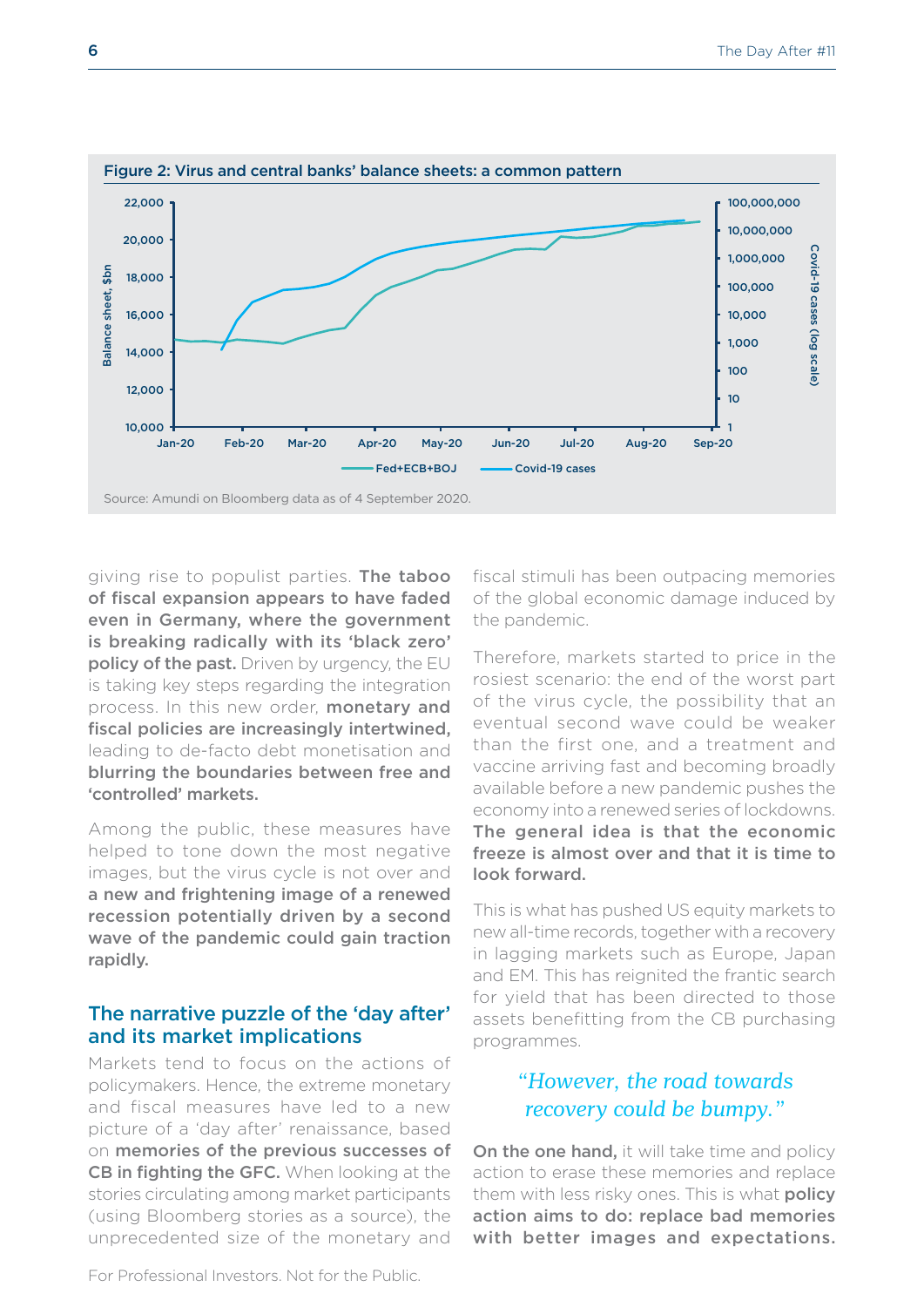**Figure 2: Virus and central banks' balance sheets: a common pattern**

Source: Amundi on Bloomberg data as of 4 September 2020.

giving rise to populist parties. **The taboo of fiscal expansion appears to have faded even in Germany, where the government is breaking radically with its 'black zero' policy of the past.** Driven by urgency, the EU is taking key steps regarding the integration process. In this new order, **monetary and fiscal policies are increasingly intertwined,** leading to de-facto debt monetisation and **blurring the boundaries between free and 'controlled' markets.**

Among the public, these measures have helped to tone down the most negative images, but the virus cycle is not over and **a new and frightening image of a renewed recession potentially driven by a second wave of the pandemic could gain traction rapidly.**

## The narrative puzzle of the 'day after' and its market implications

Markets tend to focus on the actions of policymakers. Hence, the extreme monetary and fiscal measures have led to a new picture of a 'day after' renaissance, based on **memories of the previous successes of CB in fighting the GFC.** When looking at the stories circulating among market participants (using Bloomberg stories as a source), the unprecedented size of the monetary and fiscal stimuli has been outpacing memories of the global economic damage induced by the pandemic.

Therefore, markets started to price in the rosiest scenario: the end of the worst part of the virus cycle, the possibility that an eventual second wave could be weaker than the first one, and a treatment and vaccine arriving fast and becoming broadly available before a new pandemic pushes the economy into a renewed series of lockdowns. **The general idea is that the economic freeze is almost over and that it is time to look forward.**

This is what has pushed US equity markets to new all-time records, together with a recovery in lagging markets such as Europe, Japan and EM. This has reignited the frantic search for yield that has been directed to those assets benefitting from the CB purchasing programmes.

> *"However, the road towards recovery could be bumpy."*

**On the one hand,** it will take time and policy action to erase these memories and replace them with less risky ones. This is what **policy action aims to do: replace bad memories with better images and expectations.**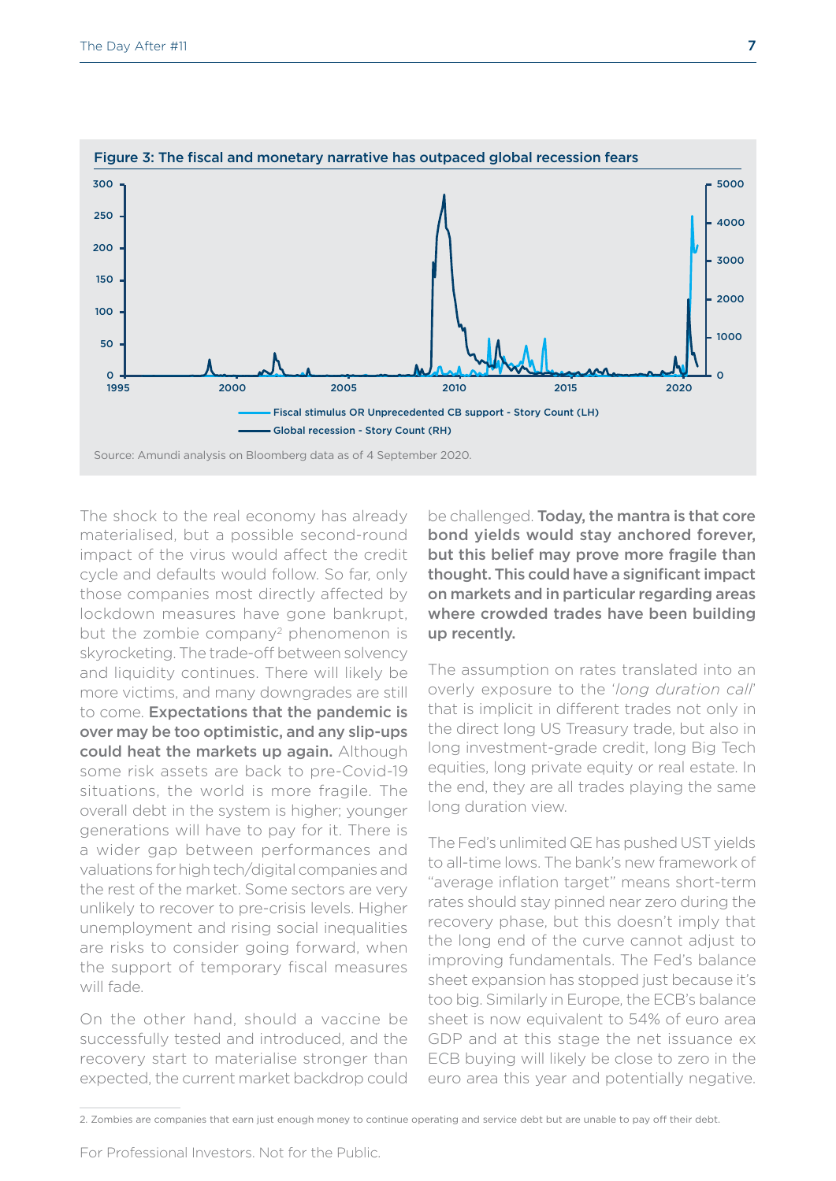**Figure 3: The fiscal and monetary narrative has outpaced global recession fears**

Fiscal stimulus OR Unprecedented CB support - Story Count (LH)

Global recession - Story Count (RH)

Source: Amundi analysis on Bloomberg data as of 4 September 2020.

The shock to the real economy has already materialised, but a possible second-round impact of the virus would affect the credit cycle and defaults would follow. So far, only those companies most directly affected by lockdown measures have gone bankrupt, but the zombie company[2] phenomenon is skyrocketing. The trade-off between solvency and liquidity continues. There will likely be more victims, and many downgrades are still to come. **Expectations that the pandemic is over may be too optimistic, and any slip-ups could heat the markets up again.** Although some risk assets are back to pre-Covid-19 situations, the world is more fragile. The overall debt in the system is higher; younger generations will have to pay for it. There is a wider gap between performances and valuations for high tech/digital companies and the rest of the market. Some sectors are very unlikely to recover to pre-crisis levels. Higher unemployment and rising social inequalities are risks to consider going forward, when the support of temporary fiscal measures will fade.

On the other hand, should a vaccine be successfully tested and introduced, and the recovery start to materialise stronger than expected, the current market backdrop could be challenged. **Today, the mantra is that core bond yields would stay anchored forever, but this belief may prove more fragile than thought. This could have a significant impact on markets and in particular regarding areas where crowded trades have been building up recently.**

The assumption on rates translated into an overly exposure to the '*long duration call*' that is implicit in different trades not only in the direct long US Treasury trade, but also in long investment-grade credit, long Big Tech equities, long private equity or real estate. In the end, they are all trades playing the same long duration view.

The Fed's unlimited QE has pushed UST yields to all-time lows. The bank's new framework of "average inflation target" means short-term rates should stay pinned near zero during the recovery phase, but this doesn't imply that the long end of the curve cannot adjust to improving fundamentals. The Fed's balance sheet expansion has stopped just because it's too big. Similarly in Europe, the ECB's balance sheet is now equivalent to 54% of euro area GDP and at this stage the net issuance ex ECB buying will likely be close to zero in the euro area this year and potentially negative.

2. Zombies are companies that earn just enough money to continue operating and service debt but are unable to pay off their debt.

For Professional Investors. Not for the Public.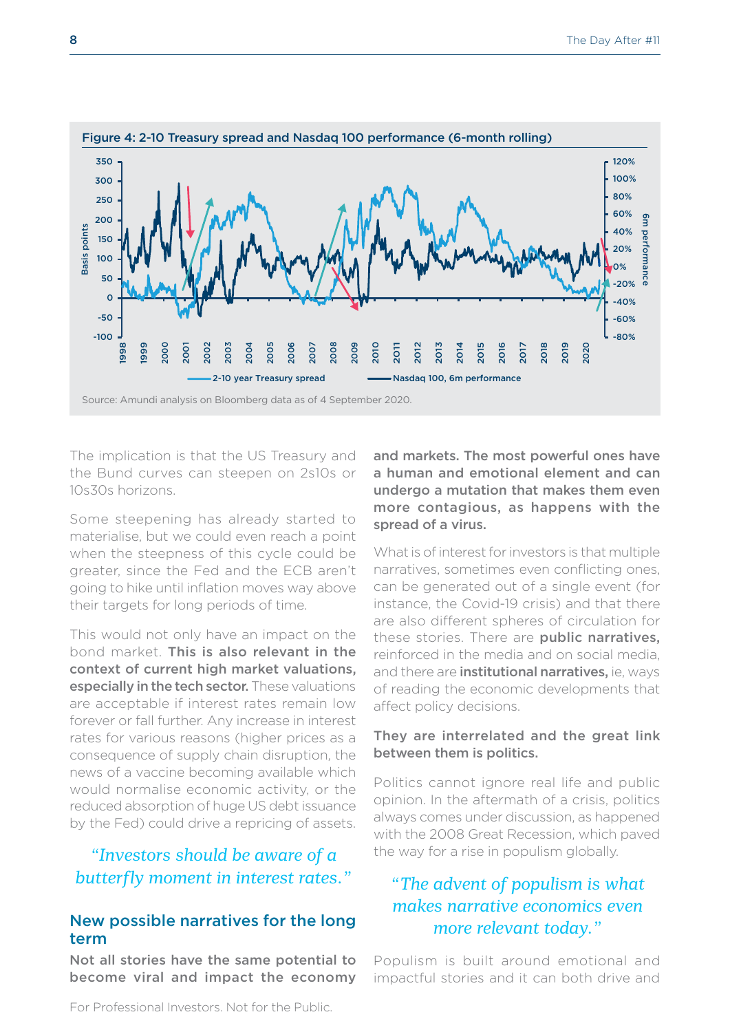**Figure 4: 2-10 Treasury spread and Nasdaq 100 performance (6-month rolling)**

Source: Amundi analysis on Bloomberg data as of 4 September 2020.

The implication is that the US Treasury and the Bund curves can steepen on 2s10s or 10s30s horizons.

Some steepening has already started to materialise, but we could even reach a point when the steepness of this cycle could be greater, since the Fed and the ECB aren't going to hike until inflation moves way above their targets for long periods of time.

This would not only have an impact on the bond market. **This is also relevant in the context of current high market valuations, especially in the tech sector.** These valuations are acceptable if interest rates remain low forever or fall further. Any increase in interest rates for various reasons (higher prices as a consequence of supply chain disruption, the news of a vaccine becoming available which would normalise economic activity, or the reduced absorption of huge US debt issuance by the Fed) could drive a repricing of assets.

> *"Investors should be aware of a butterfly moment in interest rates."*

## New possible narratives for the long term

**Not all stories have the same potential to become viral and impact the economy and markets. The most powerful ones have a human and emotional element and can undergo a mutation that makes them even more contagious, as happens with the spread of a virus.**

What is of interest for investors is that multiple narratives, sometimes even conflicting ones, can be generated out of a single event (for instance, the Covid-19 crisis) and that there are also different spheres of circulation for these stories. There are **public narratives,** reinforced in the media and on social media, and there are **institutional narratives,** ie, ways of reading the economic developments that affect policy decisions.

**They are interrelated and the great link between them is politics.**

Politics cannot ignore real life and public opinion. In the aftermath of a crisis, politics always comes under discussion, as happened with the 2008 Great Recession, which paved the way for a rise in populism globally.

> *"The advent of populism is what makes narrative economics even more relevant today."*

Populism is built around emotional and impactful stories and it can both drive and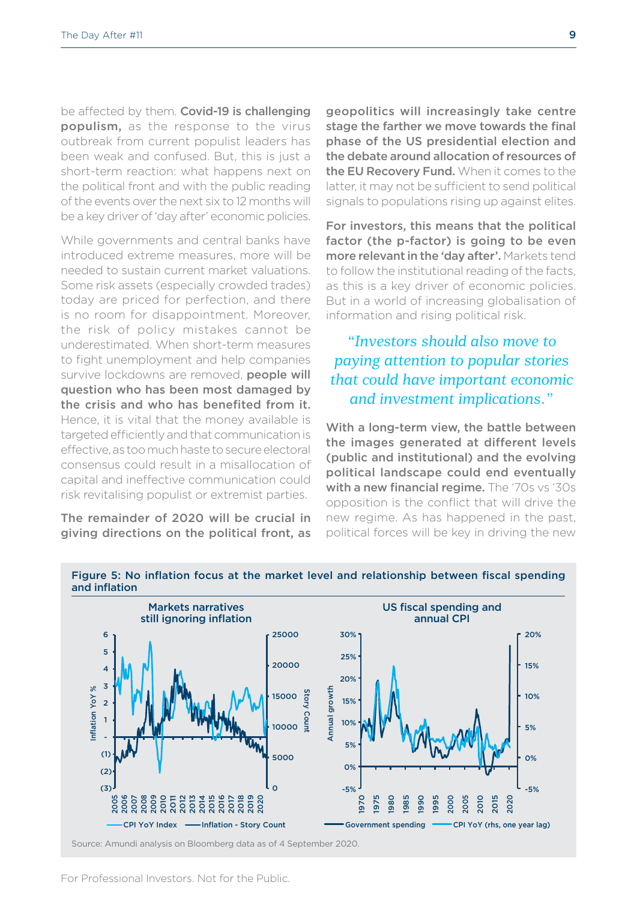be affected by them. **Covid-19 is challenging populism,** as the response to the virus outbreak from current populist leaders has been weak and confused. But, this is just a short-term reaction: what happens next on the political front and with the public reading of the events over the next six to 12 months will be a key driver of 'day after' economic policies.

While governments and central banks have introduced extreme measures, more will be needed to sustain current market valuations. Some risk assets (especially crowded trades) today are priced for perfection, and there is no room for disappointment. Moreover, the risk of policy mistakes cannot be underestimated. When short-term measures to fight unemployment and help companies survive lockdowns are removed, **people will question who has been most damaged by the crisis and who has benefited from it.** Hence, it is vital that the money available is targeted efficiently and that communication is effective, as too much haste to secure electoral consensus could result in a misallocation of capital and ineffective communication could risk revitalising populist or extremist parties.

**The remainder of 2020 will be crucial in giving directions on the political front, as geopolitics will increasingly take centre stage the farther we move towards the final phase of the US presidential election and the debate around allocation of resources of the EU Recovery Fund.** When it comes to the latter, it may not be sufficient to send political signals to populations rising up against elites.

**For investors, this means that the political factor (the p-factor) is going to be even more relevant in the 'day after'.** Markets tend to follow the institutional reading of the facts, as this is a key driver of economic policies. But in a world of increasing globalisation of information and rising political risk.

> *"Investors should also move to paying attention to popular stories that could have important economic and investment implications."*

**With a long-term view, the battle between the images generated at different levels (public and institutional) and the evolving political landscape could end eventually with a new financial regime.** The '70s vs '30s opposition is the conflict that will drive the new regime. As has happened in the past, political forces will be key in driving the new

**Figure 5: No inflation focus at the market level and relationship between fiscal spending and inflation**

Source: Amundi analysis on Bloomberg data as of 4 September 2020.

For Professional Investors. Not for the Public.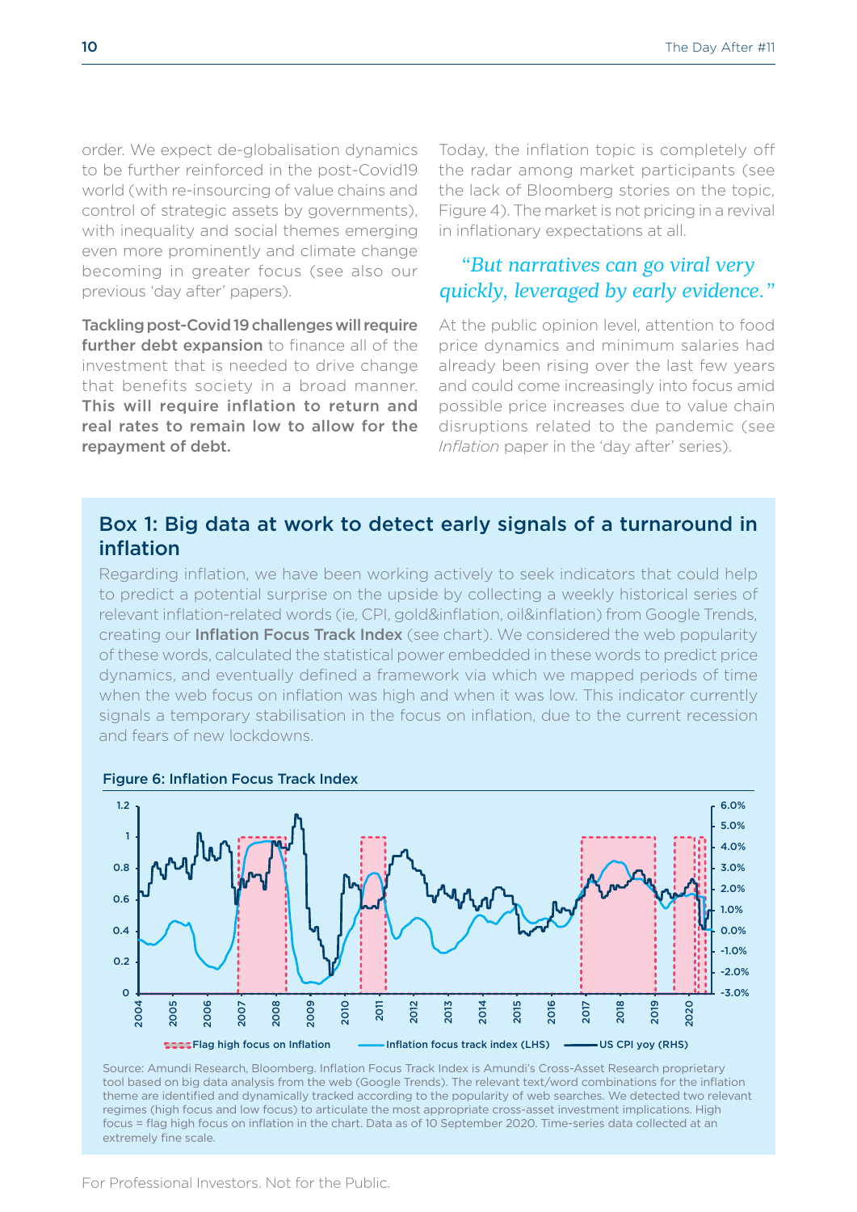order. We expect de-globalisation dynamics to be further reinforced in the post-Covid19 world (with re-insourcing of value chains and control of strategic assets by governments), with inequality and social themes emerging even more prominently and climate change becoming in greater focus (see also our previous 'day after' papers).

**Tackling post-Covid 19 challenges will require further debt expansion** to finance all of the investment that is needed to drive change that benefits society in a broad manner. **This will require inflation to return and real rates to remain low to allow for the repayment of debt.**

Today, the inflation topic is completely off the radar among market participants (see the lack of Bloomberg stories on the topic, Figure 4). The market is not pricing in a revival in inflationary expectations at all.

> *"But narratives can go viral very quickly, leveraged by early evidence."*

At the public opinion level, attention to food price dynamics and minimum salaries had already been rising over the last few years and could come increasingly into focus amid possible price increases due to value chain disruptions related to the pandemic (see *Inflation* paper in the 'day after' series).

## Box 1: Big data at work to detect early signals of a turnaround in inflation

Regarding inflation, we have been working actively to seek indicators that could help to predict a potential surprise on the upside by collecting a weekly historical series of relevant inflation-related words (ie, CPI, gold&inflation, oil&inflation) from Google Trends, creating our **Inflation Focus Track Index** (see chart). We considered the web popularity of these words, calculated the statistical power embedded in these words to predict price dynamics, and eventually defined a framework via which we mapped periods of time when the web focus on inflation was high and when it was low. This indicator currently signals a temporary stabilisation in the focus on inflation, due to the current recession and fears of new lockdowns.

**Figure 6: Inflation Focus Track Index**

Source: Amundi Research, Bloomberg. Inflation Focus Track Index is Amundi's Cross-Asset Research proprietary tool based on big data analysis from the web (Google Trends). The relevant text/word combinations for the inflation theme are identified and dynamically tracked according to the popularity of web searches. We detected two relevant regimes (high focus and low focus) to articulate the most appropriate cross-asset investment implications. High focus = flag high focus on inflation in the chart. Data as of 10 September 2020. Time-series data collected at an extremely fine scale.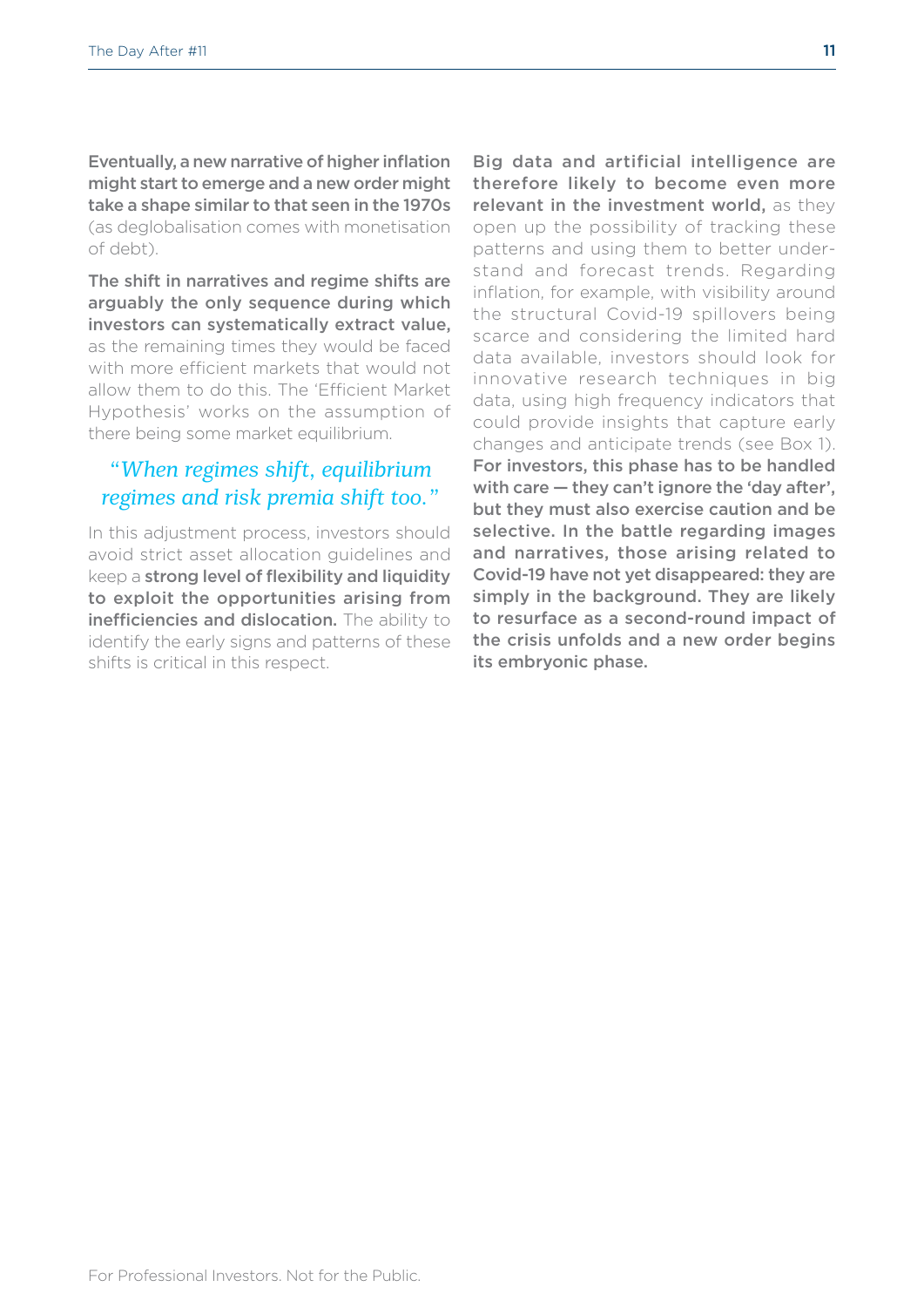**Eventually, a new narrative of higher inflation might start to emerge and a new order might take a shape similar to that seen in the 1970s** (as deglobalisation comes with monetisation of debt).

**The shift in narratives and regime shifts are arguably the only sequence during which investors can systematically extract value,** as the remaining times they would be faced with more efficient markets that would not allow them to do this. The 'Efficient Market Hypothesis' works on the assumption of there being some market equilibrium.

*"When regimes shift, equilibrium regimes and risk premia shift too."*

In this adjustment process, investors should avoid strict asset allocation guidelines and keep a **strong level of flexibility and liquidity to exploit the opportunities arising from inefficiencies and dislocation.** The ability to identify the early signs and patterns of these shifts is critical in this respect.

**Big data and artificial intelligence are therefore likely to become even more relevant in the investment world,** as they open up the possibility of tracking these patterns and using them to better understand and forecast trends. Regarding inflation, for example, with visibility around the structural Covid-19 spillovers being scarce and considering the limited hard data available, investors should look for innovative research techniques in big data, using high frequency indicators that could provide insights that capture early changes and anticipate trends (see Box 1). **For investors, this phase has to be handled with care — they can't ignore the 'day after', but they must also exercise caution and be selective. In the battle regarding images and narratives, those arising related to Covid-19 have not yet disappeared: they are simply in the background. They are likely to resurface as a second-round impact of the crisis unfolds and a new order begins its embryonic phase.**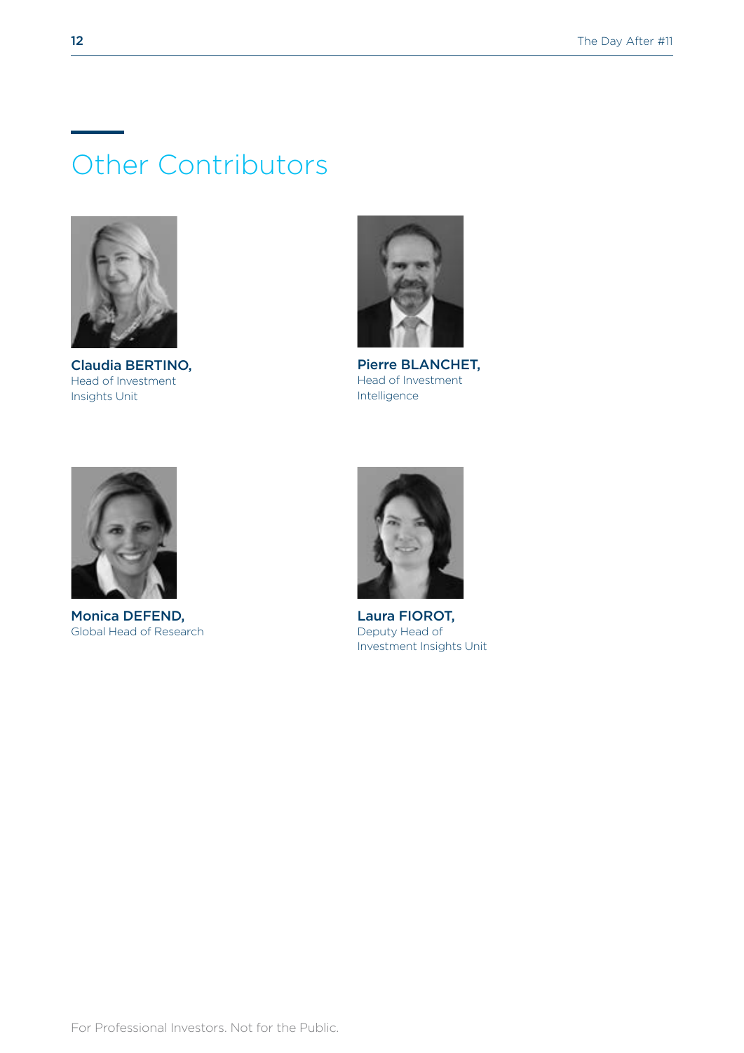## Other Contributors

**Claudia BERTINO,**
Head of Investment Insights Unit

**Pierre BLANCHET,**
Head of Investment Intelligence

**Monica DEFEND,**
Global Head of Research

**Laura FIOROT,**
Deputy Head of Investment Insights Unit

For Professional Investors. Not for the Public.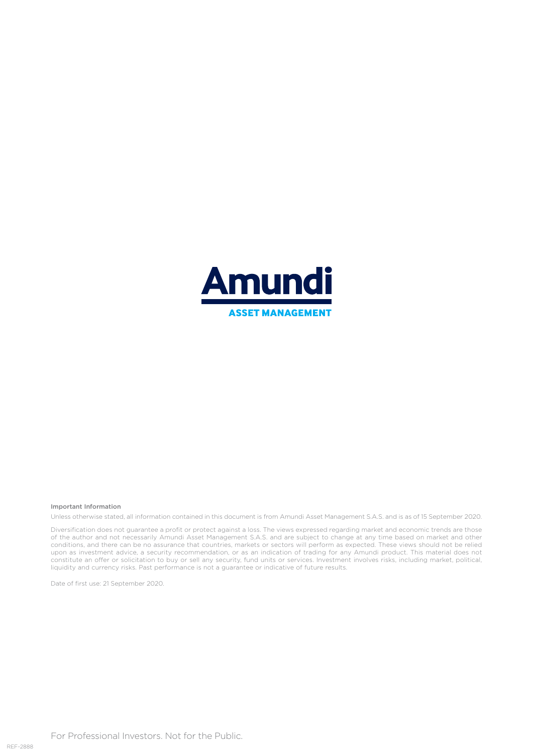Amundi

ASSET MANAGEMENT

**Important Information**

Unless otherwise stated, all information contained in this document is from Amundi Asset Management S.A.S. and is as of 15 September 2020.

Diversification does not guarantee a profit or protect against a loss. The views expressed regarding market and economic trends are those of the author and not necessarily Amundi Asset Management S.A.S. and are subject to change at any time based on market and other conditions, and there can be no assurance that countries, markets or sectors will perform as expected. These views should not be relied upon as investment advice, a security recommendation, or as an indication of trading for any Amundi product. This material does not constitute an offer or solicitation to buy or sell any security, fund units or services. Investment involves risks, including market, political, liquidity and currency risks. Past performance is not a guarantee or indicative of future results.

Date of first use: 21 September 2020.

For Professional Investors. Not for the Public.

REF-2888